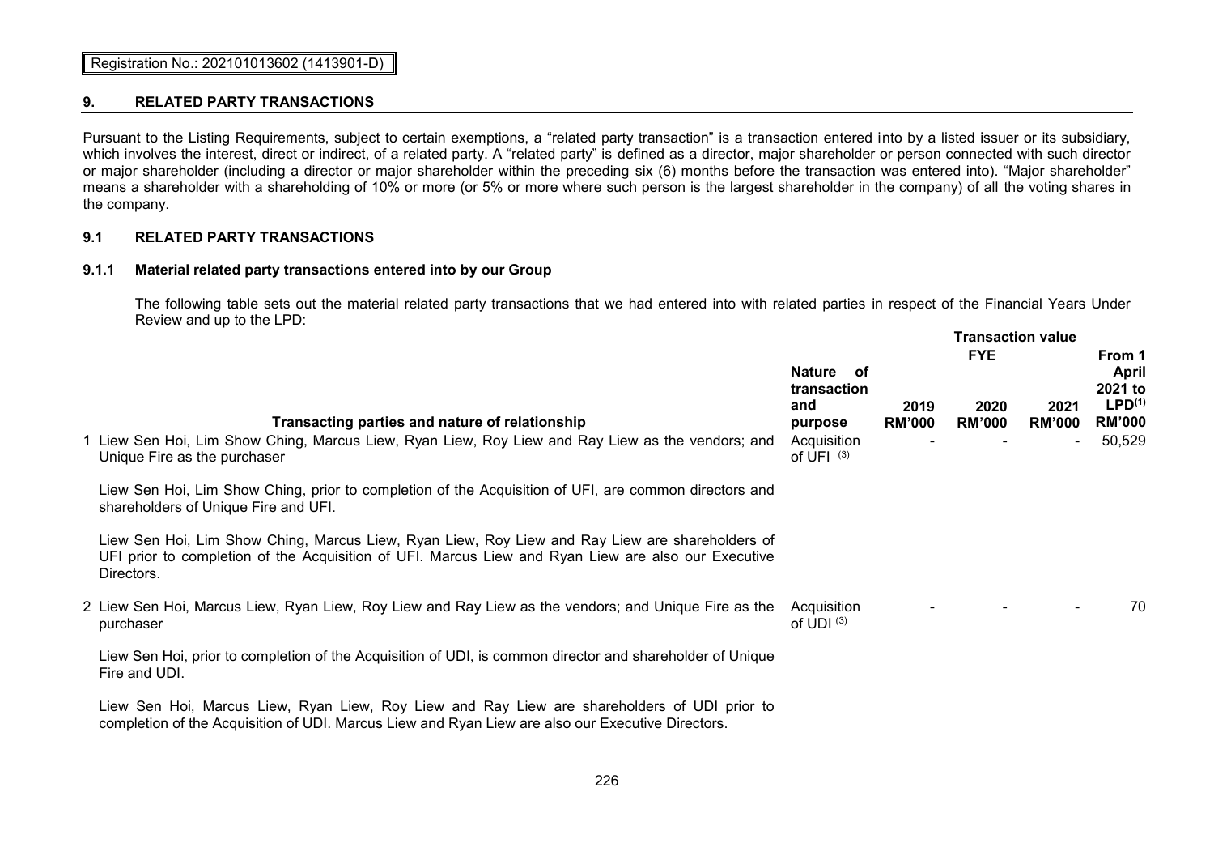Registration No.: 202101013602 (1413901-D)

## 9. RELATED PARTY TRANSACTIONS

Pursuant to the Listing Requirements, subject to certain exemptions, a "related party transaction" is a transaction entered into by a listed issuer or its subsidiary, which involves the interest, direct or indirect, of a related party. A "related party" is defined as a director, major shareholder or person connected with such director or major shareholder (including a director or major shareholder within the preceding six (6) months before the transaction was entered into). "Major shareholder" means a shareholder with a shareholding of 10% or more (or 5% or more where such person is the largest shareholder in the company) of all the voting shares in the company.

### 9.1 RELATED PARTY TRANSACTIONS

#### 9.1.1 Material related party transactions entered into by our Group

The following table sets out the material related party transactions that we had entered into with related parties in respect of the Financial Years Under Review and up to the LPD:

| | | Transaction value | | | |
|---|---|---|---|---|---|
| | | FYE | | | From 1 April 2021 to LPD[1] |
| Transacting parties and nature of relationship | Nature of transaction and purpose | 2019 RM'000 | 2020 RM'000 | 2021 RM'000 | RM'000 |
| 1 Liew Sen Hoi, Lim Show Ching, Marcus Liew, Ryan Liew, Roy Liew and Ray Liew as the vendors; and Unique Fire as the purchaser<br><br>Liew Sen Hoi, Lim Show Ching, prior to completion of the Acquisition of UFI, are common directors and shareholders of Unique Fire and UFI.<br><br>Liew Sen Hoi, Lim Show Ching, Marcus Liew, Ryan Liew, Roy Liew and Ray Liew are shareholders of UFI prior to completion of the Acquisition of UFI. Marcus Liew and Ryan Liew are also our Executive Directors. | Acquisition of UFI [3] | - | - | - | 50,529 |
| 2 Liew Sen Hoi, Marcus Liew, Ryan Liew, Roy Liew and Ray Liew as the vendors; and Unique Fire as the purchaser<br><br>Liew Sen Hoi, prior to completion of the Acquisition of UDI, is common director and shareholder of Unique Fire and UDI.<br><br>Liew Sen Hoi, Marcus Liew, Ryan Liew, Roy Liew and Ray Liew are shareholders of UDI prior to completion of the Acquisition of UDI. Marcus Liew and Ryan Liew are also our Executive Directors. | Acquisition of UDI [3] | - | - | - | 70 |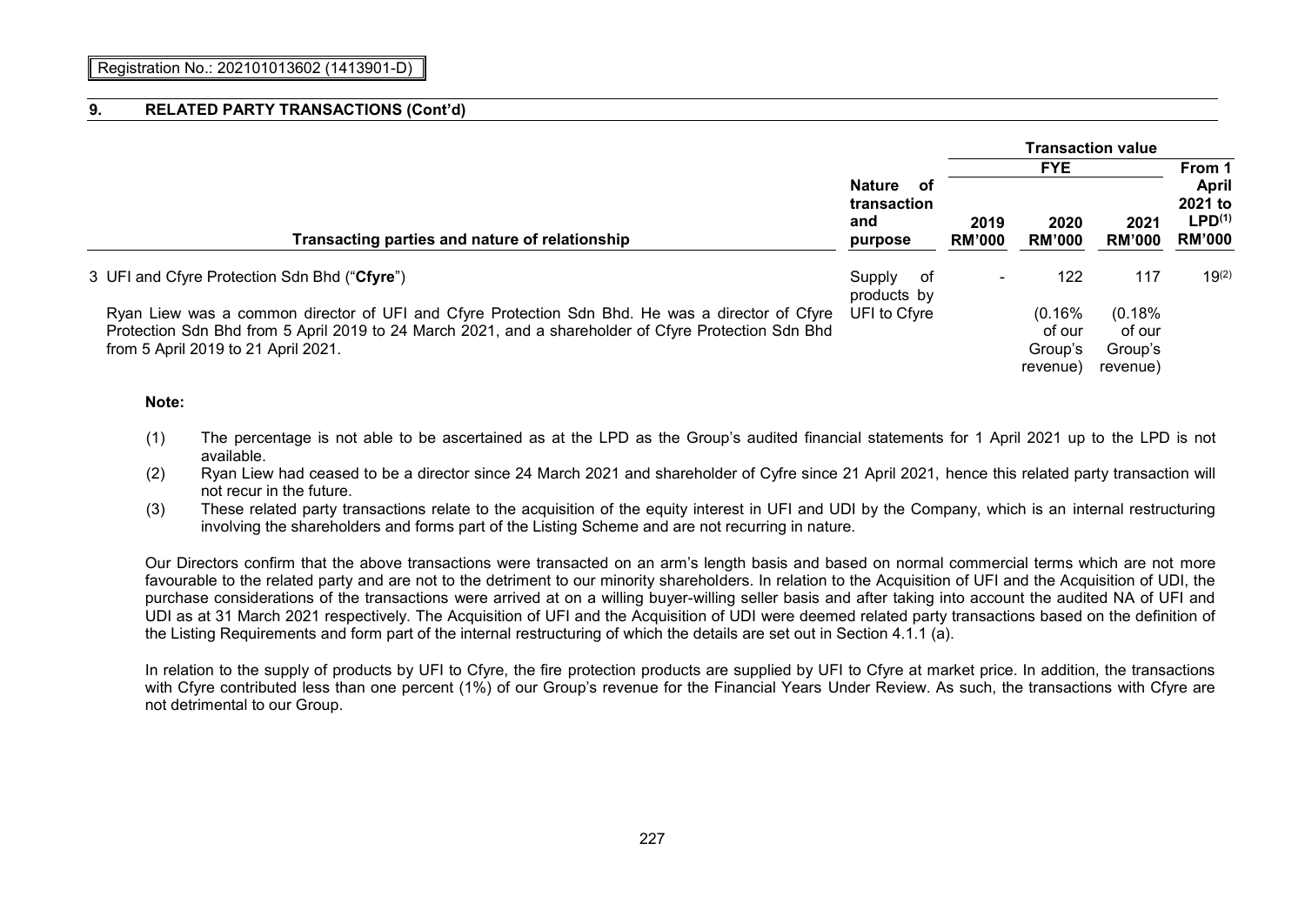## 9. RELATED PARTY TRANSACTIONS (Cont'd)

| Transacting parties and nature of relationship | Nature of transaction and purpose | Transaction value | | | |
|---|---|---|---|---|---|
| | | FYE | | | From 1 April 2021 to LPD[(1)] |
| | | 2019 RM'000 | 2020 RM'000 | 2021 RM'000 | RM'000 |
| 3 UFI and Cfyre Protection Sdn Bhd ("**Cfyre**") | Supply of products by UFI to Cfyre | - | 122 | 117 | 19[(2)] |
| Ryan Liew was a common director of UFI and Cfyre Protection Sdn Bhd. He was a director of Cfyre Protection Sdn Bhd from 5 April 2019 to 24 March 2021, and a shareholder of Cfyre Protection Sdn Bhd from 5 April 2019 to 21 April 2021. | | | (0.16% of our Group's revenue) | (0.18% of our Group's revenue) | |

**Note:**

(1) The percentage is not able to be ascertained as at the LPD as the Group's audited financial statements for 1 April 2021 up to the LPD is not available.

(2) Ryan Liew had ceased to be a director since 24 March 2021 and shareholder of Cfyre since 21 April 2021, hence this related party transaction will not recur in the future.

(3) These related party transactions relate to the acquisition of the equity interest in UFI and UDI by the Company, which is an internal restructuring involving the shareholders and forms part of the Listing Scheme and are not recurring in nature.

Our Directors confirm that the above transactions were transacted on an arm's length basis and based on normal commercial terms which are not more favourable to the related party and are not to the detriment to our minority shareholders. In relation to the Acquisition of UFI and the Acquisition of UDI, the purchase considerations of the transactions were arrived at on a willing buyer-willing seller basis and after taking into account the audited NA of UFI and UDI as at 31 March 2021 respectively. The Acquisition of UFI and the Acquisition of UDI were deemed related party transactions based on the definition of the Listing Requirements and form part of the internal restructuring of which the details are set out in Section 4.1.1 (a).

In relation to the supply of products by UFI to Cfyre, the fire protection products are supplied by UFI to Cfyre at market price. In addition, the transactions with Cfyre contributed less than one percent (1%) of our Group's revenue for the Financial Years Under Review. As such, the transactions with Cfyre are not detrimental to our Group.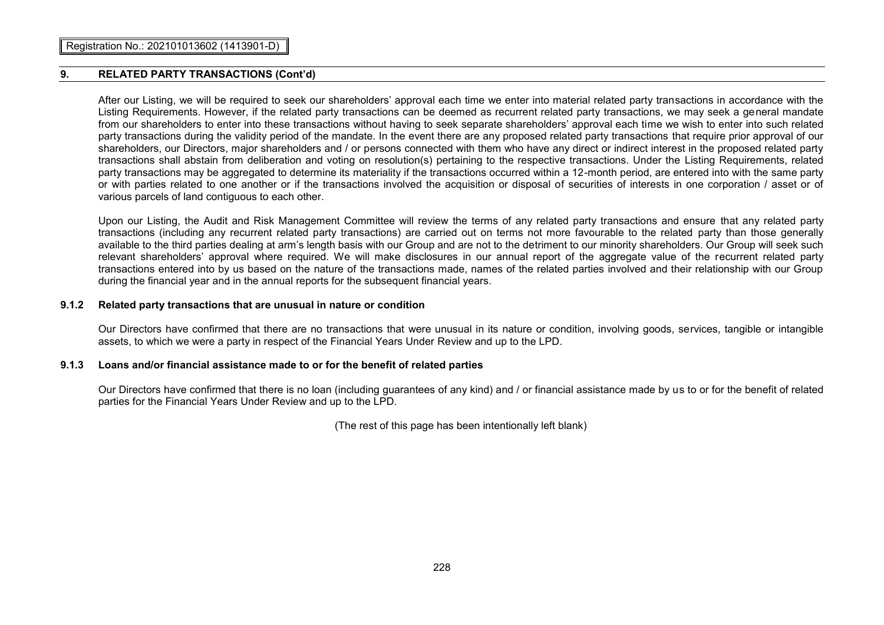## 9. RELATED PARTY TRANSACTIONS (Cont'd)

After our Listing, we will be required to seek our shareholders' approval each time we enter into material related party transactions in accordance with the Listing Requirements. However, if the related party transactions can be deemed as recurrent related party transactions, we may seek a general mandate from our shareholders to enter into these transactions without having to seek separate shareholders' approval each time we wish to enter into such related party transactions during the validity period of the mandate. In the event there are any proposed related party transactions that require prior approval of our shareholders, our Directors, major shareholders and / or persons connected with them who have any direct or indirect interest in the proposed related party transactions shall abstain from deliberation and voting on resolution(s) pertaining to the respective transactions. Under the Listing Requirements, related party transactions may be aggregated to determine its materiality if the transactions occurred within a 12-month period, are entered into with the same party or with parties related to one another or if the transactions involved the acquisition or disposal of securities of interests in one corporation / asset or of various parcels of land contiguous to each other.

Upon our Listing, the Audit and Risk Management Committee will review the terms of any related party transactions and ensure that any related party transactions (including any recurrent related party transactions) are carried out on terms not more favourable to the related party than those generally available to the third parties dealing at arm's length basis with our Group and are not to the detriment to our minority shareholders. Our Group will seek such relevant shareholders' approval where required. We will make disclosures in our annual report of the aggregate value of the recurrent related party transactions entered into by us based on the nature of the transactions made, names of the related parties involved and their relationship with our Group during the financial year and in the annual reports for the subsequent financial years.

### 9.1.2 Related party transactions that are unusual in nature or condition

Our Directors have confirmed that there are no transactions that were unusual in its nature or condition, involving goods, services, tangible or intangible assets, to which we were a party in respect of the Financial Years Under Review and up to the LPD.

### 9.1.3 Loans and/or financial assistance made to or for the benefit of related parties

Our Directors have confirmed that there is no loan (including guarantees of any kind) and / or financial assistance made by us to or for the benefit of related parties for the Financial Years Under Review and up to the LPD.

(The rest of this page has been intentionally left blank)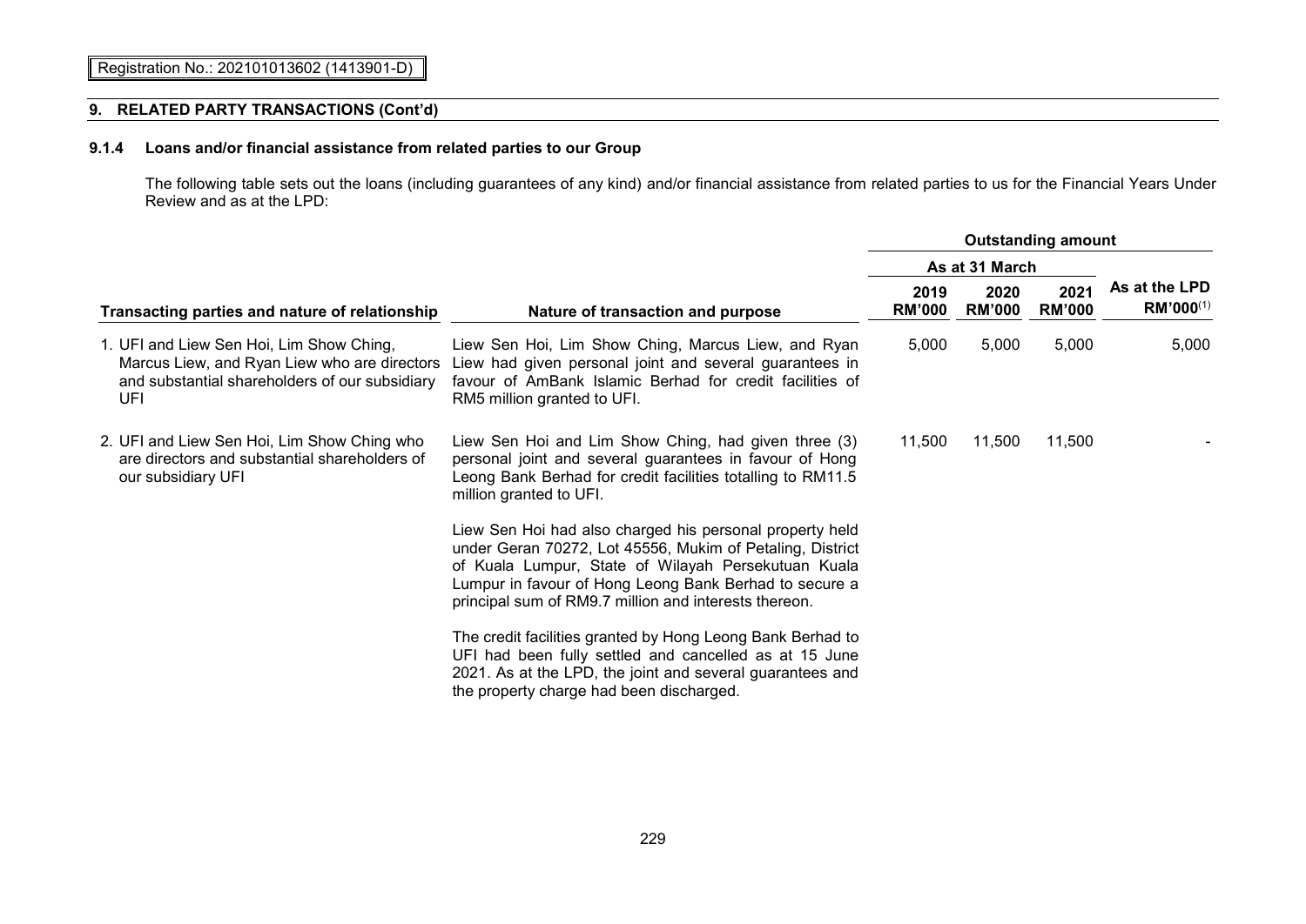Registration No.: 202101013602 (1413901-D)

## 9. RELATED PARTY TRANSACTIONS (Cont'd)

### 9.1.4 Loans and/or financial assistance from related parties to our Group

The following table sets out the loans (including guarantees of any kind) and/or financial assistance from related parties to us for the Financial Years Under Review and as at the LPD:

| Transacting parties and nature of relationship | Nature of transaction and purpose | Outstanding amount | | | |
|---|---|---|---|---|---|
| | | As at 31 March | | | As at the LPD |
| | | 2019 RM'000 | 2020 RM'000 | 2021 RM'000 | RM'000[(1)] |
| 1. UFI and Liew Sen Hoi, Lim Show Ching, Marcus Liew, and Ryan Liew who are directors and substantial shareholders of our subsidiary UFI | Liew Sen Hoi, Lim Show Ching, Marcus Liew, and Ryan Liew had given personal joint and several guarantees in favour of AmBank Islamic Berhad for credit facilities of RM5 million granted to UFI. | 5,000 | 5,000 | 5,000 | 5,000 |
| 2. UFI and Liew Sen Hoi, Lim Show Ching who are directors and substantial shareholders of our subsidiary UFI | Liew Sen Hoi and Lim Show Ching, had given three (3) personal joint and several guarantees in favour of Hong Leong Bank Berhad for credit facilities totalling to RM11.5 million granted to UFI.<br><br>Liew Sen Hoi had also charged his personal property held under Geran 70272, Lot 45556, Mukim of Petaling, District of Kuala Lumpur, State of Wilayah Persekutuan Kuala Lumpur in favour of Hong Leong Bank Berhad to secure a principal sum of RM9.7 million and interests thereon.<br><br>The credit facilities granted by Hong Leong Bank Berhad to UFI had been fully settled and cancelled as at 15 June 2021. As at the LPD, the joint and several guarantees and the property charge had been discharged. | 11,500 | 11,500 | 11,500 | - |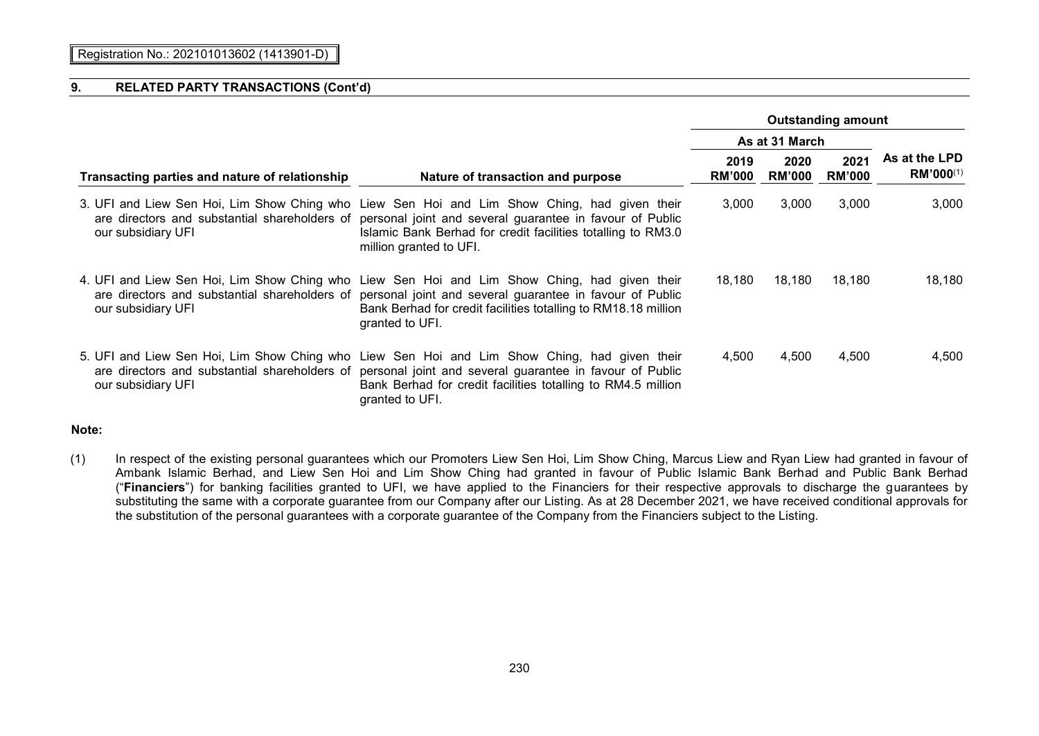Registration No.: 202101013602 (1413901-D)

## 9. RELATED PARTY TRANSACTIONS (Cont'd)

| Transacting parties and nature of relationship | Nature of transaction and purpose | Outstanding amount | | | |
|---|---|---|---|---|---|
| | | As at 31 March | | | As at the LPD RM'000[(1)] |
| | | 2019 RM'000 | 2020 RM'000 | 2021 RM'000 | |
| 3. UFI and Liew Sen Hoi, Lim Show Ching who are directors and substantial shareholders of our subsidiary UFI | Liew Sen Hoi and Lim Show Ching, had given their personal joint and several guarantee in favour of Public Islamic Bank Berhad for credit facilities totalling to RM3.0 million granted to UFI. | 3,000 | 3,000 | 3,000 | 3,000 |
| 4. UFI and Liew Sen Hoi, Lim Show Ching who are directors and substantial shareholders of our subsidiary UFI | Liew Sen Hoi and Lim Show Ching, had given their personal joint and several guarantee in favour of Public Bank Berhad for credit facilities totalling to RM18.18 million granted to UFI. | 18,180 | 18,180 | 18,180 | 18,180 |
| 5. UFI and Liew Sen Hoi, Lim Show Ching who are directors and substantial shareholders of our subsidiary UFI | Liew Sen Hoi and Lim Show Ching, had given their personal joint and several guarantee in favour of Public Bank Berhad for credit facilities totalling to RM4.5 million granted to UFI. | 4,500 | 4,500 | 4,500 | 4,500 |

**Note:**

(1) In respect of the existing personal guarantees which our Promoters Liew Sen Hoi, Lim Show Ching, Marcus Liew and Ryan Liew had granted in favour of Ambank Islamic Berhad, and Liew Sen Hoi and Lim Show Ching had granted in favour of Public Islamic Bank Berhad and Public Bank Berhad ("**Financiers**") for banking facilities granted to UFI, we have applied to the Financiers for their respective approvals to discharge the guarantees by substituting the same with a corporate guarantee from our Company after our Listing. As at 28 December 2021, we have received conditional approvals for the substitution of the personal guarantees with a corporate guarantee of the Company from the Financiers subject to the Listing.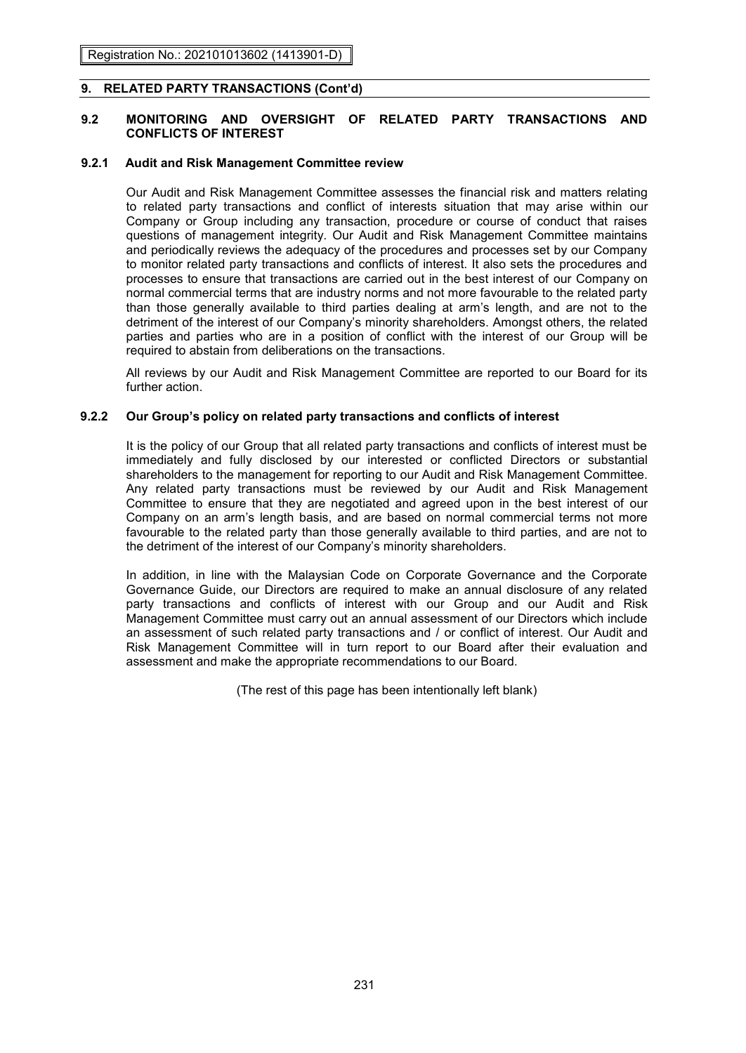## 9. RELATED PARTY TRANSACTIONS (Cont'd)

### 9.2 MONITORING AND OVERSIGHT OF RELATED PARTY TRANSACTIONS AND CONFLICTS OF INTEREST

#### 9.2.1 Audit and Risk Management Committee review

Our Audit and Risk Management Committee assesses the financial risk and matters relating to related party transactions and conflict of interests situation that may arise within our Company or Group including any transaction, procedure or course of conduct that raises questions of management integrity. Our Audit and Risk Management Committee maintains and periodically reviews the adequacy of the procedures and processes set by our Company to monitor related party transactions and conflicts of interest. It also sets the procedures and processes to ensure that transactions are carried out in the best interest of our Company on normal commercial terms that are industry norms and not more favourable to the related party than those generally available to third parties dealing at arm's length, and are not to the detriment of the interest of our Company's minority shareholders. Amongst others, the related parties and parties who are in a position of conflict with the interest of our Group will be required to abstain from deliberations on the transactions.

All reviews by our Audit and Risk Management Committee are reported to our Board for its further action.

#### 9.2.2 Our Group's policy on related party transactions and conflicts of interest

It is the policy of our Group that all related party transactions and conflicts of interest must be immediately and fully disclosed by our interested or conflicted Directors or substantial shareholders to the management for reporting to our Audit and Risk Management Committee. Any related party transactions must be reviewed by our Audit and Risk Management Committee to ensure that they are negotiated and agreed upon in the best interest of our Company on an arm's length basis, and are based on normal commercial terms not more favourable to the related party than those generally available to third parties, and are not to the detriment of the interest of our Company's minority shareholders.

In addition, in line with the Malaysian Code on Corporate Governance and the Corporate Governance Guide, our Directors are required to make an annual disclosure of any related party transactions and conflicts of interest with our Group and our Audit and Risk Management Committee must carry out an annual assessment of our Directors which include an assessment of such related party transactions and / or conflict of interest. Our Audit and Risk Management Committee will in turn report to our Board after their evaluation and assessment and make the appropriate recommendations to our Board.

(The rest of this page has been intentionally left blank)